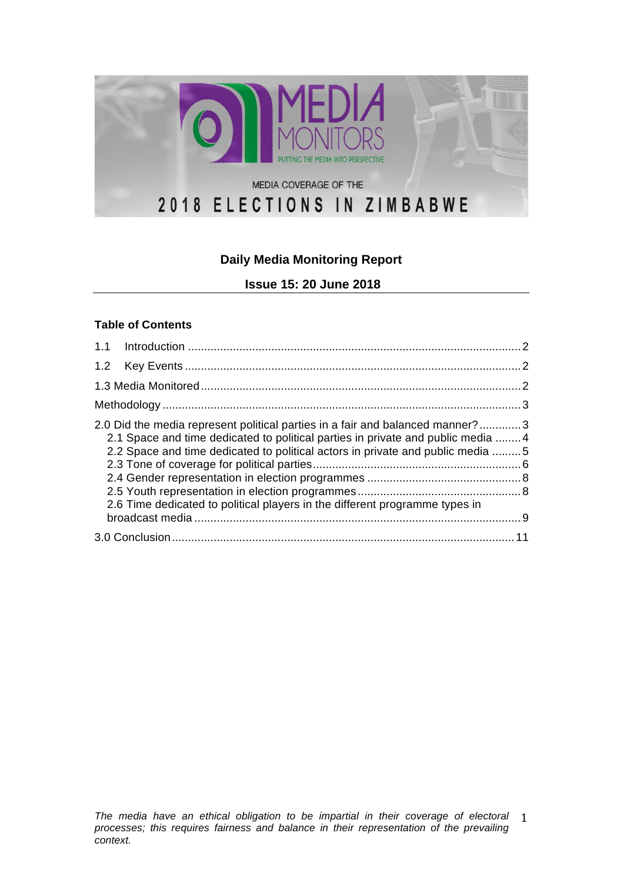MEDIA MONITORS

PUTTING THE MEDIA INTO PERSPECTIVE

MEDIA COVERAGE OF THE

2018 ELECTIONS IN ZIMBABWE

**Daily Media Monitoring Report**

**Issue 15: 20 June 2018**

**Table of Contents**

- 1.1 Introduction ..... 2
- 1.2 Key Events ..... 2
- 1.3 Media Monitored ..... 2
- Methodology ..... 3
- 2.0 Did the media represent political parties in a fair and balanced manner? ..... 3
  - 2.1 Space and time dedicated to political parties in private and public media ..... 4
  - 2.2 Space and time dedicated to political actors in private and public media ..... 5
  - 2.3 Tone of coverage for political parties ..... 6
  - 2.4 Gender representation in election programmes ..... 8
  - 2.5 Youth representation in election programmes ..... 8
  - 2.6 Time dedicated to political players in the different programme types in broadcast media ..... 9
- 3.0 Conclusion ..... 11

*The media have an ethical obligation to be impartial in their coverage of electoral processes; this requires fairness and balance in their representation of the prevailing context.*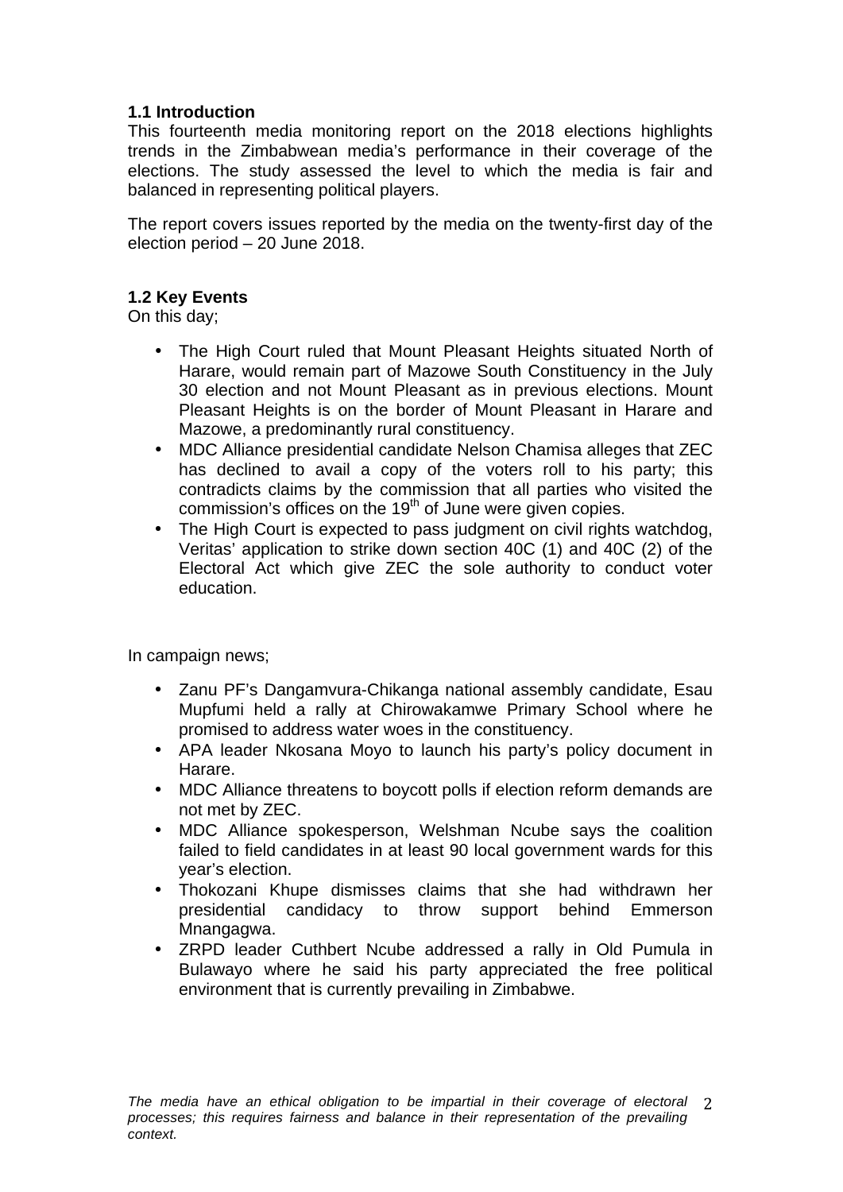### 1.1 Introduction

This fourteenth media monitoring report on the 2018 elections highlights trends in the Zimbabwean media's performance in their coverage of the elections. The study assessed the level to which the media is fair and balanced in representing political players.

The report covers issues reported by the media on the twenty-first day of the election period – 20 June 2018.

### 1.2 Key Events

On this day;

- The High Court ruled that Mount Pleasant Heights situated North of Harare, would remain part of Mazowe South Constituency in the July 30 election and not Mount Pleasant as in previous elections. Mount Pleasant Heights is on the border of Mount Pleasant in Harare and Mazowe, a predominantly rural constituency.
- MDC Alliance presidential candidate Nelson Chamisa alleges that ZEC has declined to avail a copy of the voters roll to his party; this contradicts claims by the commission that all parties who visited the commission's offices on the 19th of June were given copies.
- The High Court is expected to pass judgment on civil rights watchdog, Veritas' application to strike down section 40C (1) and 40C (2) of the Electoral Act which give ZEC the sole authority to conduct voter education.

In campaign news;

- Zanu PF's Dangamvura-Chikanga national assembly candidate, Esau Mupfumi held a rally at Chirowakamwe Primary School where he promised to address water woes in the constituency.
- APA leader Nkosana Moyo to launch his party's policy document in Harare.
- MDC Alliance threatens to boycott polls if election reform demands are not met by ZEC.
- MDC Alliance spokesperson, Welshman Ncube says the coalition failed to field candidates in at least 90 local government wards for this year's election.
- Thokozani Khupe dismisses claims that she had withdrawn her presidential candidacy to throw support behind Emmerson Mnangagwa.
- ZRPD leader Cuthbert Ncube addressed a rally in Old Pumula in Bulawayo where he said his party appreciated the free political environment that is currently prevailing in Zimbabwe.

*The media have an ethical obligation to be impartial in their coverage of electoral processes; this requires fairness and balance in their representation of the prevailing context.*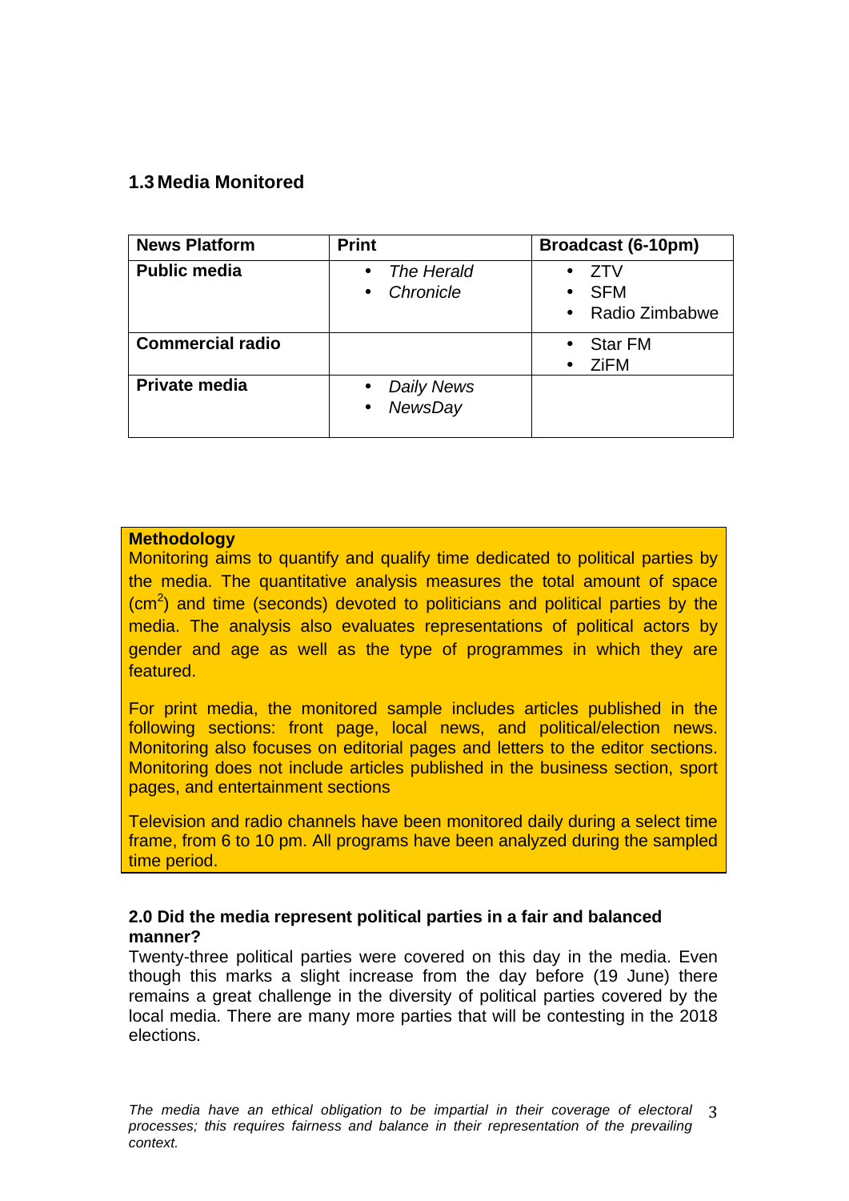## 1.3 Media Monitored

| **News Platform** | **Print** | **Broadcast (6-10pm)** |
|---|---|---|
| **Public media** | • *The Herald*<br>• *Chronicle* | • ZTV<br>• SFM<br>• Radio Zimbabwe |
| **Commercial radio** | | • Star FM<br>• ZiFM |
| **Private media** | • *Daily News*<br>• *NewsDay* | |

**Methodology**

Monitoring aims to quantify and qualify time dedicated to political parties by the media. The quantitative analysis measures the total amount of space ($cm^2$) and time (seconds) devoted to politicians and political parties by the media. The analysis also evaluates representations of political actors by gender and age as well as the type of programmes in which they are featured.

For print media, the monitored sample includes articles published in the following sections: front page, local news, and political/election news. Monitoring also focuses on editorial pages and letters to the editor sections. Monitoring does not include articles published in the business section, sport pages, and entertainment sections

Television and radio channels have been monitored daily during a select time frame, from 6 to 10 pm. All programs have been analyzed during the sampled time period.

### 2.0 Did the media represent political parties in a fair and balanced manner?

Twenty-three political parties were covered on this day in the media. Even though this marks a slight increase from the day before (19 June) there remains a great challenge in the diversity of political parties covered by the local media. There are many more parties that will be contesting in the 2018 elections.

*The media have an ethical obligation to be impartial in their coverage of electoral processes; this requires fairness and balance in their representation of the prevailing context.*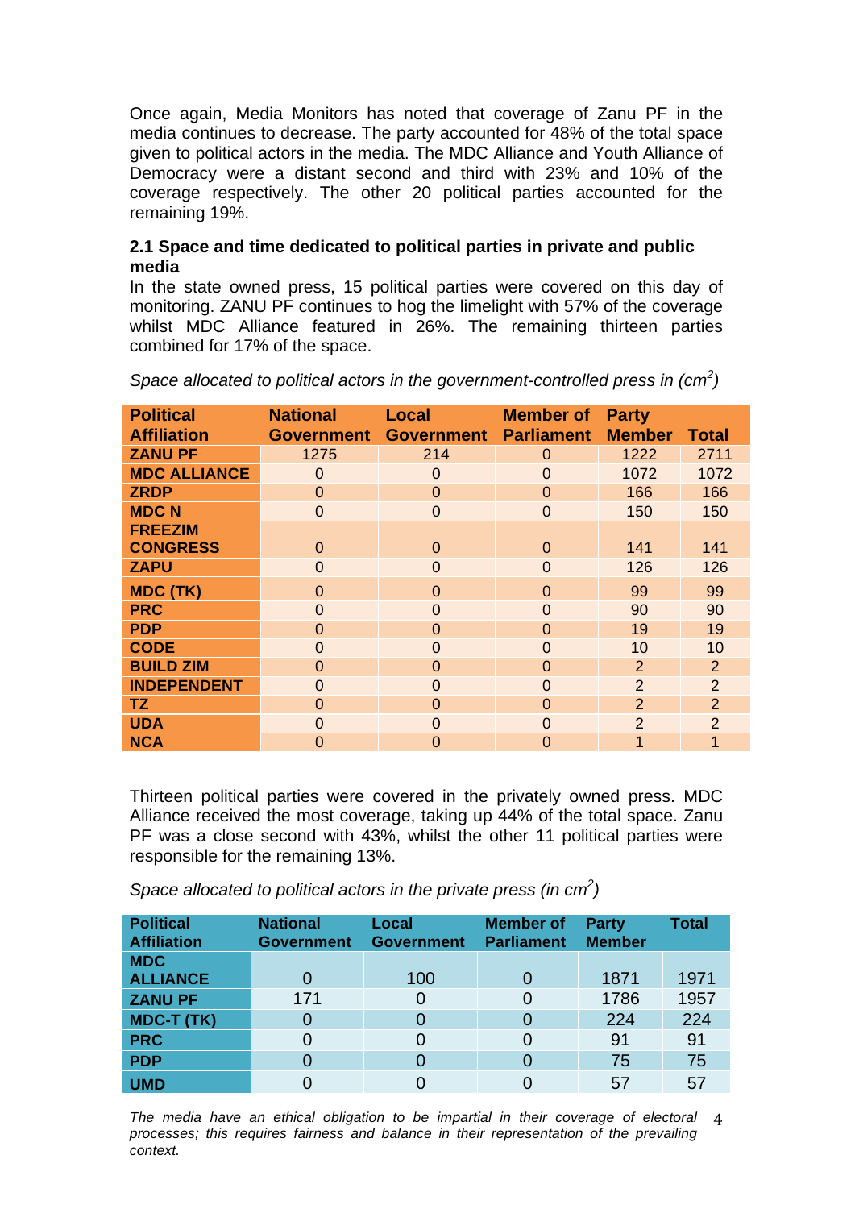Once again, Media Monitors has noted that coverage of Zanu PF in the media continues to decrease. The party accounted for 48% of the total space given to political actors in the media. The MDC Alliance and Youth Alliance of Democracy were a distant second and third with 23% and 10% of the coverage respectively. The other 20 political parties accounted for the remaining 19%.

### 2.1 Space and time dedicated to political parties in private and public media

In the state owned press, 15 political parties were covered on this day of monitoring. ZANU PF continues to hog the limelight with 57% of the coverage whilst MDC Alliance featured in 26%. The remaining thirteen parties combined for 17% of the space.

*Space allocated to political actors in the government-controlled press in ($cm^2$)*

| Political Affiliation | National Government | Local Government | Member of Parliament | Party Member | Total |
|---|---|---|---|---|---|
| ZANU PF | 1275 | 214 | 0 | 1222 | 2711 |
| MDC ALLIANCE | 0 | 0 | 0 | 1072 | 1072 |
| ZRDP | 0 | 0 | 0 | 166 | 166 |
| MDC N | 0 | 0 | 0 | 150 | 150 |
| FREEZIM CONGRESS | 0 | 0 | 0 | 141 | 141 |
| ZAPU | 0 | 0 | 0 | 126 | 126 |
| MDC (TK) | 0 | 0 | 0 | 99 | 99 |
| PRC | 0 | 0 | 0 | 90 | 90 |
| PDP | 0 | 0 | 0 | 19 | 19 |
| CODE | 0 | 0 | 0 | 10 | 10 |
| BUILD ZIM | 0 | 0 | 0 | 2 | 2 |
| INDEPENDENT | 0 | 0 | 0 | 2 | 2 |
| TZ | 0 | 0 | 0 | 2 | 2 |
| UDA | 0 | 0 | 0 | 2 | 2 |
| NCA | 0 | 0 | 0 | 1 | 1 |

Thirteen political parties were covered in the privately owned press. MDC Alliance received the most coverage, taking up 44% of the total space. Zanu PF was a close second with 43%, whilst the other 11 political parties were responsible for the remaining 13%.

*Space allocated to political actors in the private press (in $cm^2$)*

| Political Affiliation | National Government | Local Government | Member of Parliament | Party Member | Total |
|---|---|---|---|---|---|
| MDC ALLIANCE | 0 | 100 | 0 | 1871 | 1971 |
| ZANU PF | 171 | 0 | 0 | 1786 | 1957 |
| MDC-T (TK) | 0 | 0 | 0 | 224 | 224 |
| PRC | 0 | 0 | 0 | 91 | 91 |
| PDP | 0 | 0 | 0 | 75 | 75 |
| UMD | 0 | 0 | 0 | 57 | 57 |

*The media have an ethical obligation to be impartial in their coverage of electoral processes; this requires fairness and balance in their representation of the prevailing context.*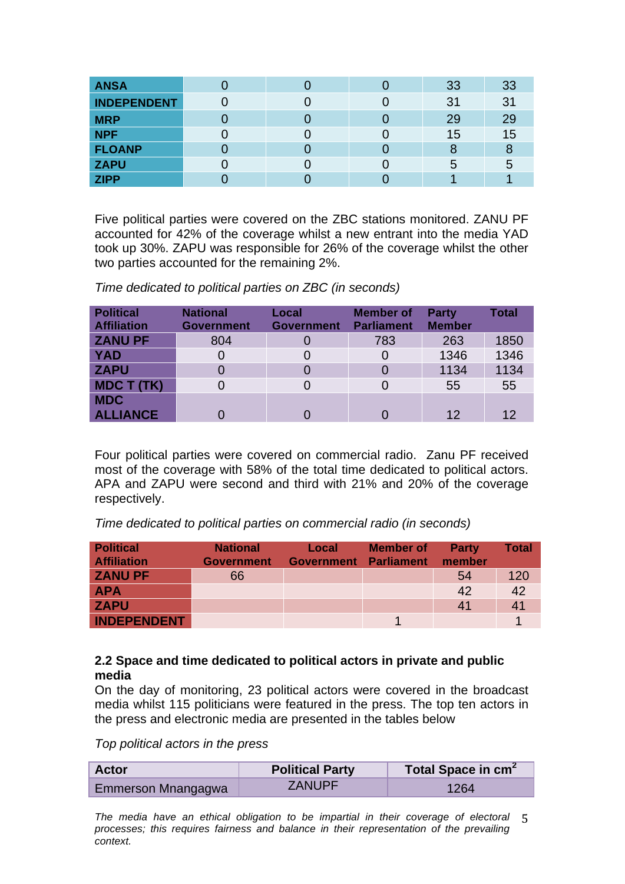| | | | | | |
|---|---|---|---|---|---|
| **ANSA** | 0 | 0 | 0 | 33 | 33 |
| **INDEPENDENT** | 0 | 0 | 0 | 31 | 31 |
| **MRP** | 0 | 0 | 0 | 29 | 29 |
| **NPF** | 0 | 0 | 0 | 15 | 15 |
| **FLOANP** | 0 | 0 | 0 | 8 | 8 |
| **ZAPU** | 0 | 0 | 0 | 5 | 5 |
| **ZIPP** | 0 | 0 | 0 | 1 | 1 |

Five political parties were covered on the ZBC stations monitored. ZANU PF accounted for 42% of the coverage whilst a new entrant into the media YAD took up 30%. ZAPU was responsible for 26% of the coverage whilst the other two parties accounted for the remaining 2%.

*Time dedicated to political parties on ZBC (in seconds)*

| Political Affiliation | National Government | Local Government | Member of Parliament | Party Member | Total |
|---|---|---|---|---|---|
| **ZANU PF** | 804 | 0 | 783 | 263 | 1850 |
| **YAD** | 0 | 0 | 0 | 1346 | 1346 |
| **ZAPU** | 0 | 0 | 0 | 1134 | 1134 |
| **MDC T (TK)** | 0 | 0 | 0 | 55 | 55 |
| **MDC ALLIANCE** | 0 | 0 | 0 | 12 | 12 |

Four political parties were covered on commercial radio. Zanu PF received most of the coverage with 58% of the total time dedicated to political actors. APA and ZAPU were second and third with 21% and 20% of the coverage respectively.

*Time dedicated to political parties on commercial radio (in seconds)*

| Political Affiliation | National Government | Local Government | Member of Parliament | Party member | Total |
|---|---|---|---|---|---|
| **ZANU PF** | 66 | | | 54 | 120 |
| **APA** | | | | 42 | 42 |
| **ZAPU** | | | | 41 | 41 |
| **INDEPENDENT** | | | 1 | | 1 |

### 2.2 Space and time dedicated to political actors in private and public media

On the day of monitoring, 23 political actors were covered in the broadcast media whilst 115 politicians were featured in the press. The top ten actors in the press and electronic media are presented in the tables below

*Top political actors in the press*

| Actor | Political Party | Total Space in $cm^2$ |
|---|---|---|
| Emmerson Mnangagwa | ZANUPF | 1264 |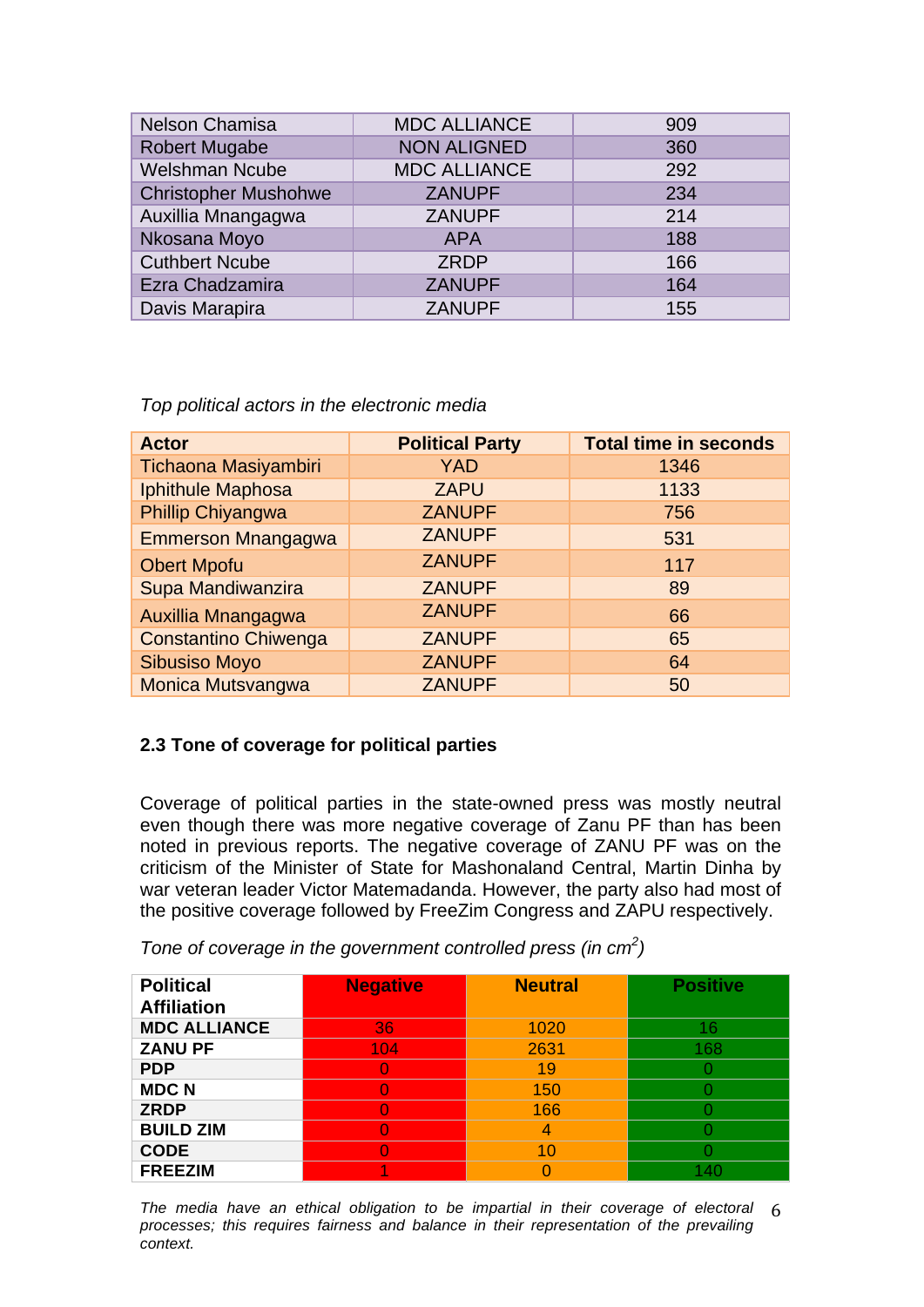| | | |
|---|---|---|
| Nelson Chamisa | MDC ALLIANCE | 909 |
| Robert Mugabe | NON ALIGNED | 360 |
| Welshman Ncube | MDC ALLIANCE | 292 |
| Christopher Mushohwe | ZANUPF | 234 |
| Auxillia Mnangagwa | ZANUPF | 214 |
| Nkosana Moyo | APA | 188 |
| Cuthbert Ncube | ZRDP | 166 |
| Ezra Chadzamira | ZANUPF | 164 |
| Davis Marapira | ZANUPF | 155 |

*Top political actors in the electronic media*

| Actor | Political Party | Total time in seconds |
|---|---|---|
| Tichaona Masiyambiri | YAD | 1346 |
| Iphithule Maphosa | ZAPU | 1133 |
| Phillip Chiyangwa | ZANUPF | 756 |
| Emmerson Mnangagwa | ZANUPF | 531 |
| Obert Mpofu | ZANUPF | 117 |
| Supa Mandiwanzira | ZANUPF | 89 |
| Auxillia Mnangagwa | ZANUPF | 66 |
| Constantino Chiwenga | ZANUPF | 65 |
| Sibusiso Moyo | ZANUPF | 64 |
| Monica Mutsvangwa | ZANUPF | 50 |

### 2.3 Tone of coverage for political parties

Coverage of political parties in the state-owned press was mostly neutral even though there was more negative coverage of Zanu PF than has been noted in previous reports. The negative coverage of ZANU PF was on the criticism of the Minister of State for Mashonaland Central, Martin Dinha by war veteran leader Victor Matemadanda. However, the party also had most of the positive coverage followed by FreeZim Congress and ZAPU respectively.

*Tone of coverage in the government controlled press (in cm$^2$)*

| Political Affiliation | Negative | Neutral | Positive |
|---|---|---|---|
| MDC ALLIANCE | 36 | 1020 | 16 |
| ZANU PF | 104 | 2631 | 168 |
| PDP | 0 | 19 | 0 |
| MDC N | 0 | 150 | 0 |
| ZRDP | 0 | 166 | 0 |
| BUILD ZIM | 0 | 4 | 0 |
| CODE | 0 | 10 | 0 |
| FREEZIM | 1 | 0 | 140 |

*The media have an ethical obligation to be impartial in their coverage of electoral processes; this requires fairness and balance in their representation of the prevailing context.*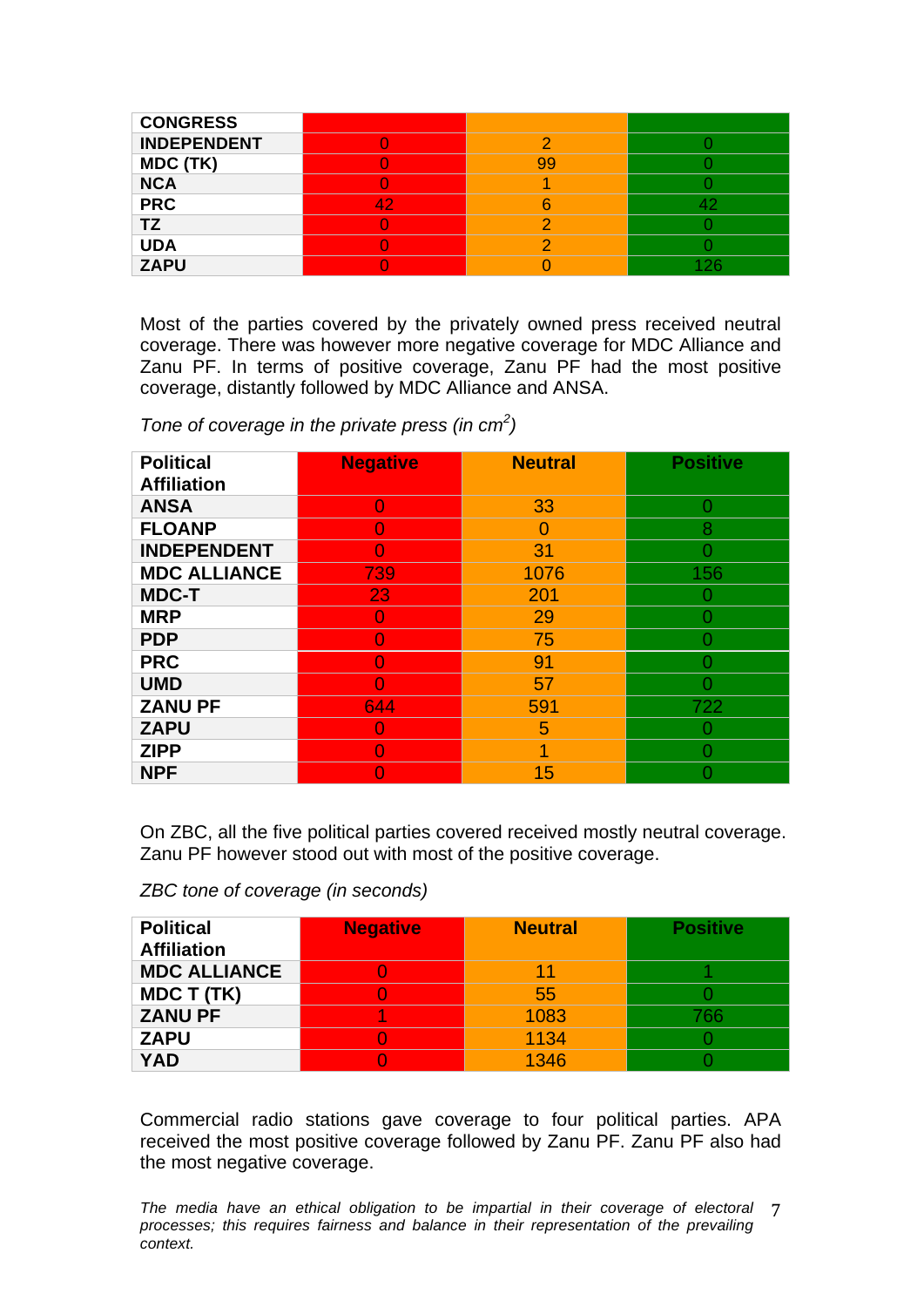| CONGRESS | | | |
|---|---|---|---|
| INDEPENDENT | 0 | 2 | 0 |
| MDC (TK) | 0 | 99 | 0 |
| NCA | 0 | 1 | 0 |
| PRC | 42 | 6 | 42 |
| TZ | 0 | 2 | 0 |
| UDA | 0 | 2 | 0 |
| ZAPU | 0 | 0 | 126 |

Most of the parties covered by the privately owned press received neutral coverage. There was however more negative coverage for MDC Alliance and Zanu PF. In terms of positive coverage, Zanu PF had the most positive coverage, distantly followed by MDC Alliance and ANSA.

*Tone of coverage in the private press (in $cm^2$)*

| Political Affiliation | Negative | Neutral | Positive |
|---|---|---|---|
| ANSA | 0 | 33 | 0 |
| FLOANP | 0 | 0 | 8 |
| INDEPENDENT | 0 | 31 | 0 |
| MDC ALLIANCE | 739 | 1076 | 156 |
| MDC-T | 23 | 201 | 0 |
| MRP | 0 | 29 | 0 |
| PDP | 0 | 75 | 0 |
| PRC | 0 | 91 | 0 |
| UMD | 0 | 57 | 0 |
| ZANU PF | 644 | 591 | 722 |
| ZAPU | 0 | 5 | 0 |
| ZIPP | 0 | 1 | 0 |
| NPF | 0 | 15 | 0 |

On ZBC, all the five political parties covered received mostly neutral coverage. Zanu PF however stood out with most of the positive coverage.

*ZBC tone of coverage (in seconds)*

| Political Affiliation | Negative | Neutral | Positive |
|---|---|---|---|
| MDC ALLIANCE | 0 | 11 | 1 |
| MDC T (TK) | 0 | 55 | 0 |
| ZANU PF | 1 | 1083 | 766 |
| ZAPU | 0 | 1134 | 0 |
| YAD | 0 | 1346 | 0 |

Commercial radio stations gave coverage to four political parties. APA received the most positive coverage followed by Zanu PF. Zanu PF also had the most negative coverage.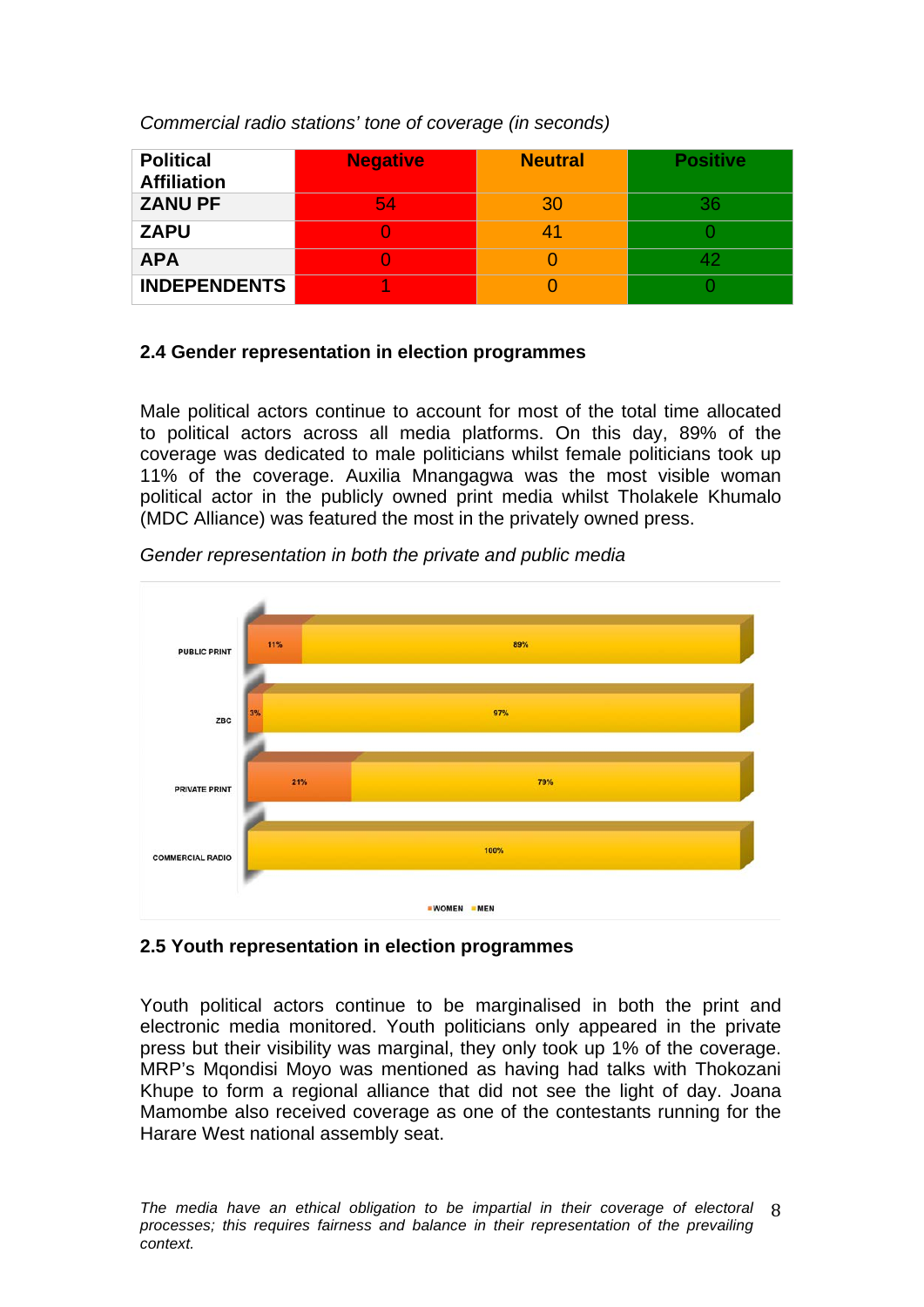*Commercial radio stations' tone of coverage (in seconds)*

| Political Affiliation | Negative | Neutral | Positive |
|---|---|---|---|
| ZANU PF | 54 | 30 | 36 |
| ZAPU | 0 | 41 | 0 |
| APA | 0 | 0 | 42 |
| INDEPENDENTS | 1 | 0 | 0 |

### 2.4 Gender representation in election programmes

Male political actors continue to account for most of the total time allocated to political actors across all media platforms. On this day, 89% of the coverage was dedicated to male politicians whilst female politicians took up 11% of the coverage. Auxilia Mnangagwa was the most visible woman political actor in the publicly owned print media whilst Tholakele Khumalo (MDC Alliance) was featured the most in the privately owned press.

*Gender representation in both the private and public media*

| | WOMEN | MEN |
|---|---|---|
| PUBLIC PRINT | 11% | 89% |
| ZBC | 3% | 97% |
| PRIVATE PRINT | 21% | 79% |
| COMMERCIAL RADIO | | 100% |

### 2.5 Youth representation in election programmes

Youth political actors continue to be marginalised in both the print and electronic media monitored. Youth politicians only appeared in the private press but their visibility was marginal, they only took up 1% of the coverage. MRP's Mqondisi Moyo was mentioned as having had talks with Thokozani Khupe to form a regional alliance that did not see the light of day. Joana Mamombe also received coverage as one of the contestants running for the Harare West national assembly seat.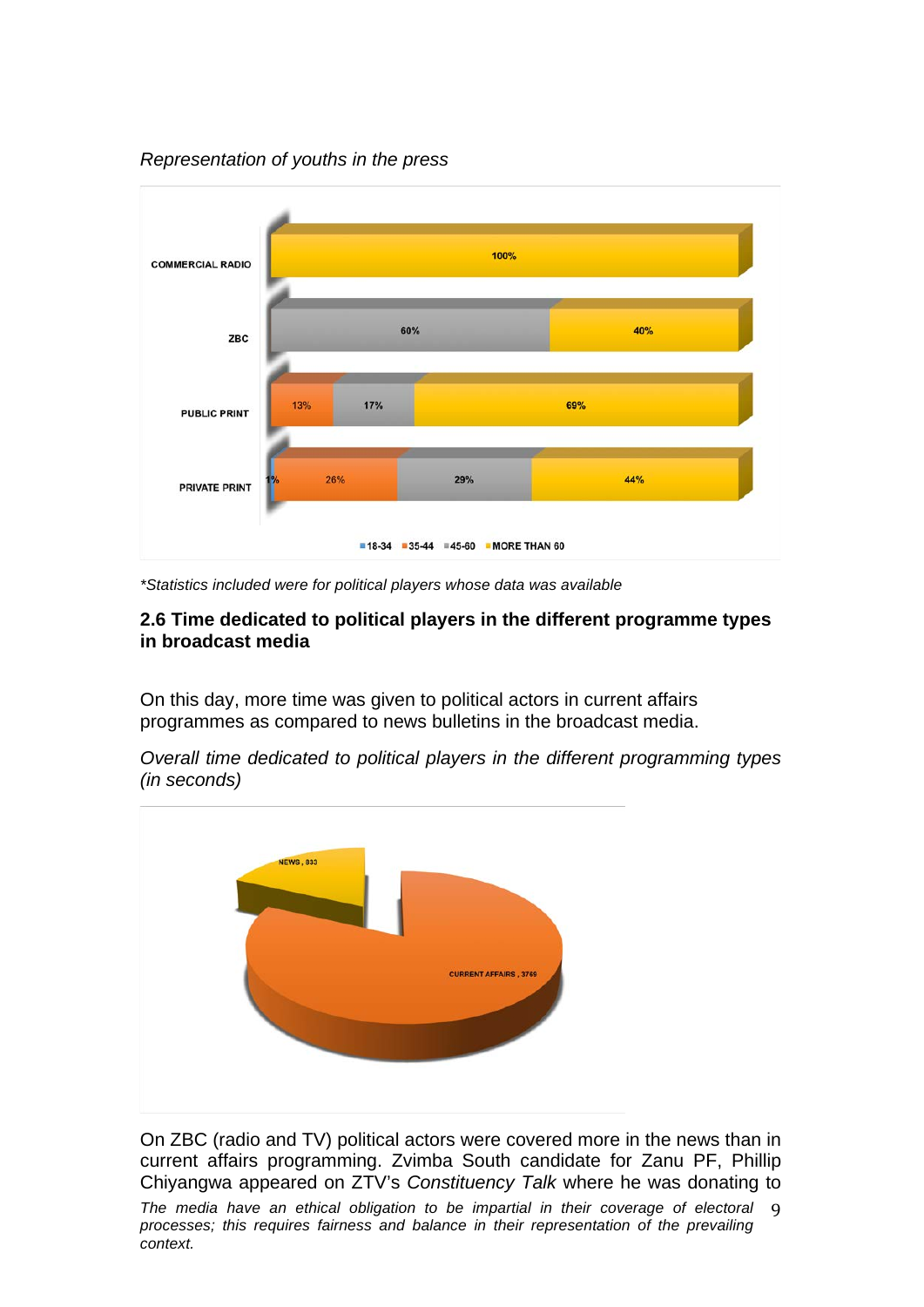*Representation of youths in the press*

| | 18-34 | 35-44 | 45-60 | MORE THAN 60 |
|---|---|---|---|---|
| COMMERCIAL RADIO | | | | 100% |
| ZBC | | | 60% | 40% |
| PUBLIC PRINT | | 13% | 17% | 69% |
| PRIVATE PRINT | 1% | 26% | 29% | 44% |

*\*Statistics included were for political players whose data was available*

### 2.6 Time dedicated to political players in the different programme types in broadcast media

On this day, more time was given to political actors in current affairs programmes as compared to news bulletins in the broadcast media.

*Overall time dedicated to political players in the different programming types (in seconds)*

| Programme type | Time (seconds) |
|---|---|
| NEWS | 833 |
| CURRENT AFFAIRS | 3769 |

On ZBC (radio and TV) political actors were covered more in the news than in current affairs programming. Zvimba South candidate for Zanu PF, Phillip Chiyangwa appeared on ZTV's *Constituency Talk* where he was donating to

*The media have an ethical obligation to be impartial in their coverage of electoral processes; this requires fairness and balance in their representation of the prevailing context.*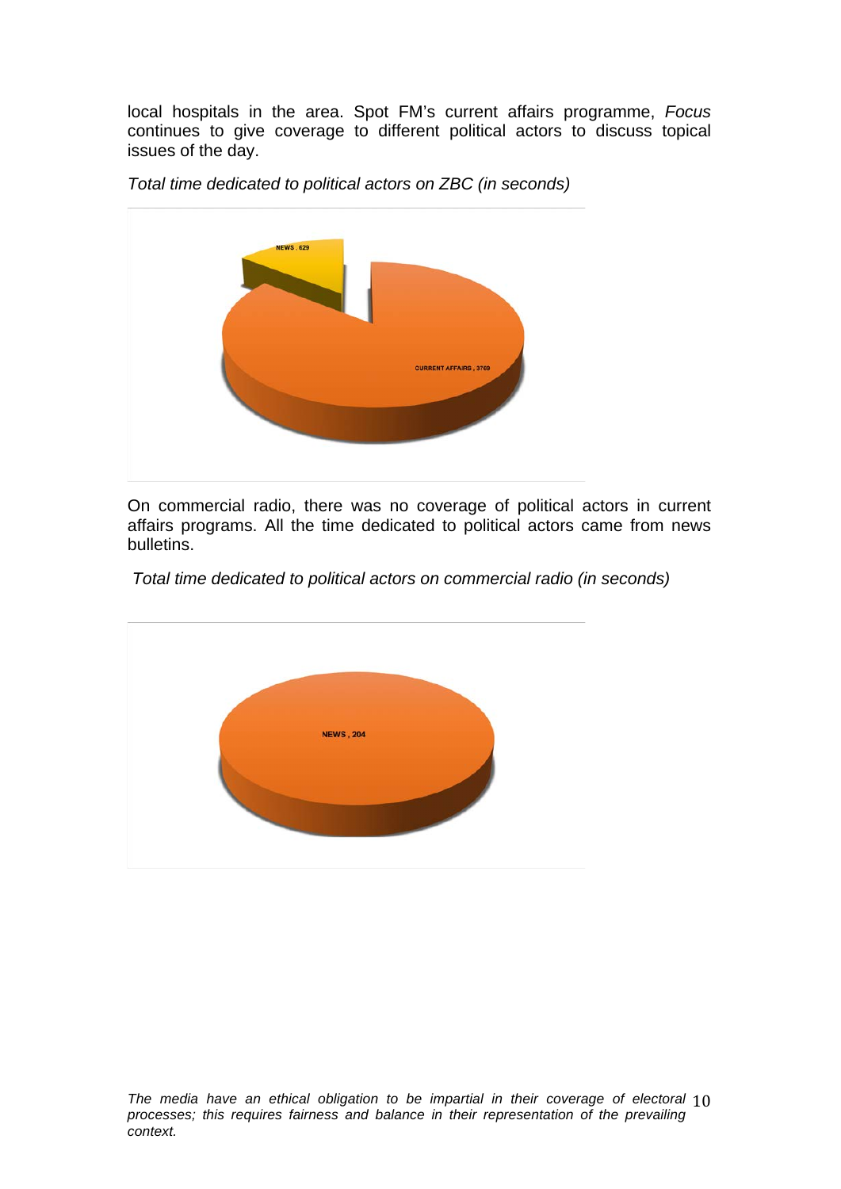local hospitals in the area. Spot FM's current affairs programme, *Focus* continues to give coverage to different political actors to discuss topical issues of the day.

*Total time dedicated to political actors on ZBC (in seconds)*

NEWS , 629

CURRENT AFFAIRS , 3769

On commercial radio, there was no coverage of political actors in current affairs programs. All the time dedicated to political actors came from news bulletins.

*Total time dedicated to political actors on commercial radio (in seconds)*

NEWS , 204

*The media have an ethical obligation to be impartial in their coverage of electoral processes; this requires fairness and balance in their representation of the prevailing context.*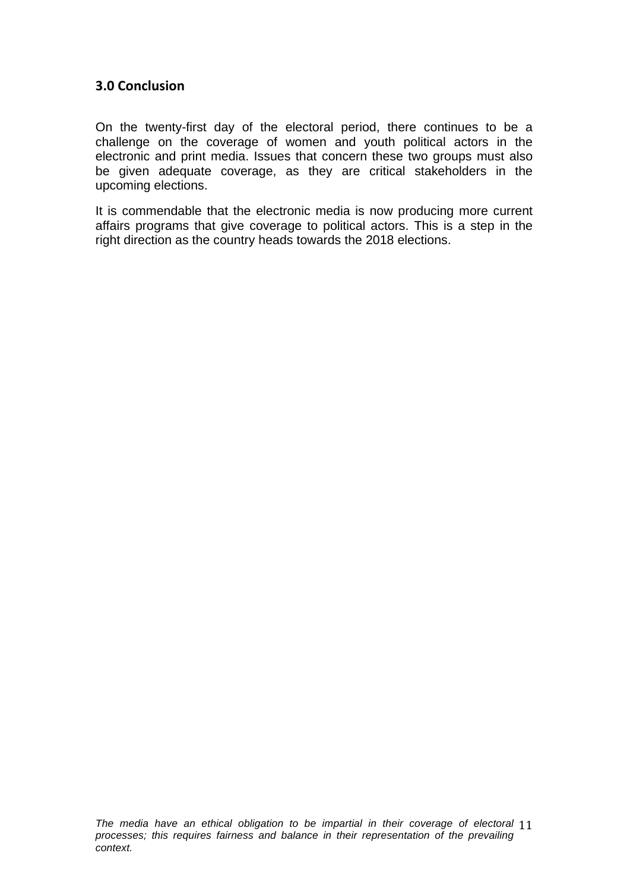## 3.0 Conclusion

On the twenty-first day of the electoral period, there continues to be a challenge on the coverage of women and youth political actors in the electronic and print media. Issues that concern these two groups must also be given adequate coverage, as they are critical stakeholders in the upcoming elections.

It is commendable that the electronic media is now producing more current affairs programs that give coverage to political actors. This is a step in the right direction as the country heads towards the 2018 elections.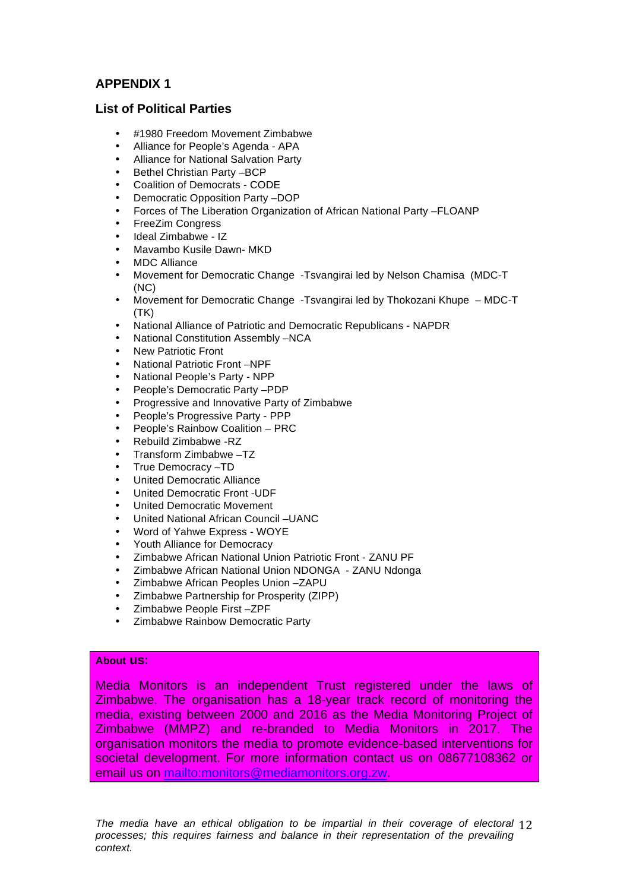## APPENDIX 1

### List of Political Parties

- #1980 Freedom Movement Zimbabwe
- Alliance for People's Agenda - APA
- Alliance for National Salvation Party
- Bethel Christian Party –BCP
- Coalition of Democrats - CODE
- Democratic Opposition Party –DOP
- Forces of The Liberation Organization of African National Party –FLOANP
- FreeZim Congress
- Ideal Zimbabwe - IZ
- Mavambo Kusile Dawn- MKD
- MDC Alliance
- Movement for Democratic Change -Tsvangirai led by Nelson Chamisa (MDC-T (NC)
- Movement for Democratic Change -Tsvangirai led by Thokozani Khupe – MDC-T (TK)
- National Alliance of Patriotic and Democratic Republicans - NAPDR
- National Constitution Assembly –NCA
- New Patriotic Front
- National Patriotic Front –NPF
- National People's Party - NPP
- People's Democratic Party –PDP
- Progressive and Innovative Party of Zimbabwe
- People's Progressive Party - PPP
- People's Rainbow Coalition – PRC
- Rebuild Zimbabwe -RZ
- Transform Zimbabwe –TZ
- True Democracy –TD
- United Democratic Alliance
- United Democratic Front -UDF
- United Democratic Movement
- United National African Council –UANC
- Word of Yahwe Express - WOYE
- Youth Alliance for Democracy
- Zimbabwe African National Union Patriotic Front - ZANU PF
- Zimbabwe African National Union NDONGA - ZANU Ndonga
- Zimbabwe African Peoples Union –ZAPU
- Zimbabwe Partnership for Prosperity (ZIPP)
- Zimbabwe People First –ZPF
- Zimbabwe Rainbow Democratic Party

**About us:**

Media Monitors is an independent Trust registered under the laws of Zimbabwe. The organisation has a 18-year track record of monitoring the media, existing between 2000 and 2016 as the Media Monitoring Project of Zimbabwe (MMPZ) and re-branded to Media Monitors in 2017. The organisation monitors the media to promote evidence-based interventions for societal development. For more information contact us on 08677108362 or email us on mailto:monitors@mediamonitors.org.zw.

*The media have an ethical obligation to be impartial in their coverage of electoral processes; this requires fairness and balance in their representation of the prevailing context.*